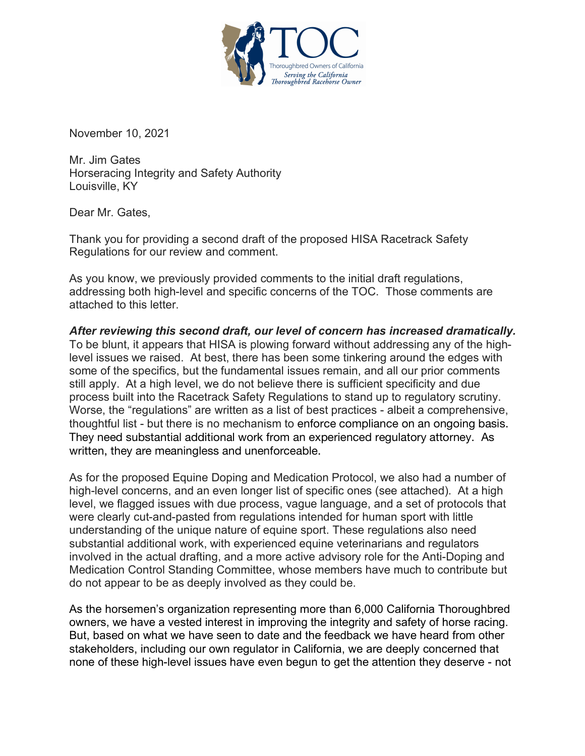TOC

Thoroughbred Owners of California

*Serving the California Thoroughbred Racehorse Owner*

November 10, 2021

Mr. Jim Gates
Horseracing Integrity and Safety Authority
Louisville, KY

Dear Mr. Gates,

Thank you for providing a second draft of the proposed HISA Racetrack Safety Regulations for our review and comment.

As you know, we previously provided comments to the initial draft regulations, addressing both high-level and specific concerns of the TOC. Those comments are attached to this letter.

***After reviewing this second draft, our level of concern has increased dramatically.*** To be blunt, it appears that HISA is plowing forward without addressing any of the high-level issues we raised. At best, there has been some tinkering around the edges with some of the specifics, but the fundamental issues remain, and all our prior comments still apply. At a high level, we do not believe there is sufficient specificity and due process built into the Racetrack Safety Regulations to stand up to regulatory scrutiny. Worse, the "regulations" are written as a list of best practices - albeit a comprehensive, thoughtful list - but there is no mechanism to enforce compliance on an ongoing basis. They need substantial additional work from an experienced regulatory attorney. As written, they are meaningless and unenforceable.

As for the proposed Equine Doping and Medication Protocol, we also had a number of high-level concerns, and an even longer list of specific ones (see attached). At a high level, we flagged issues with due process, vague language, and a set of protocols that were clearly cut-and-pasted from regulations intended for human sport with little understanding of the unique nature of equine sport. These regulations also need substantial additional work, with experienced equine veterinarians and regulators involved in the actual drafting, and a more active advisory role for the Anti-Doping and Medication Control Standing Committee, whose members have much to contribute but do not appear to be as deeply involved as they could be.

As the horsemen's organization representing more than 6,000 California Thoroughbred owners, we have a vested interest in improving the integrity and safety of horse racing. But, based on what we have seen to date and the feedback we have heard from other stakeholders, including our own regulator in California, we are deeply concerned that none of these high-level issues have even begun to get the attention they deserve - not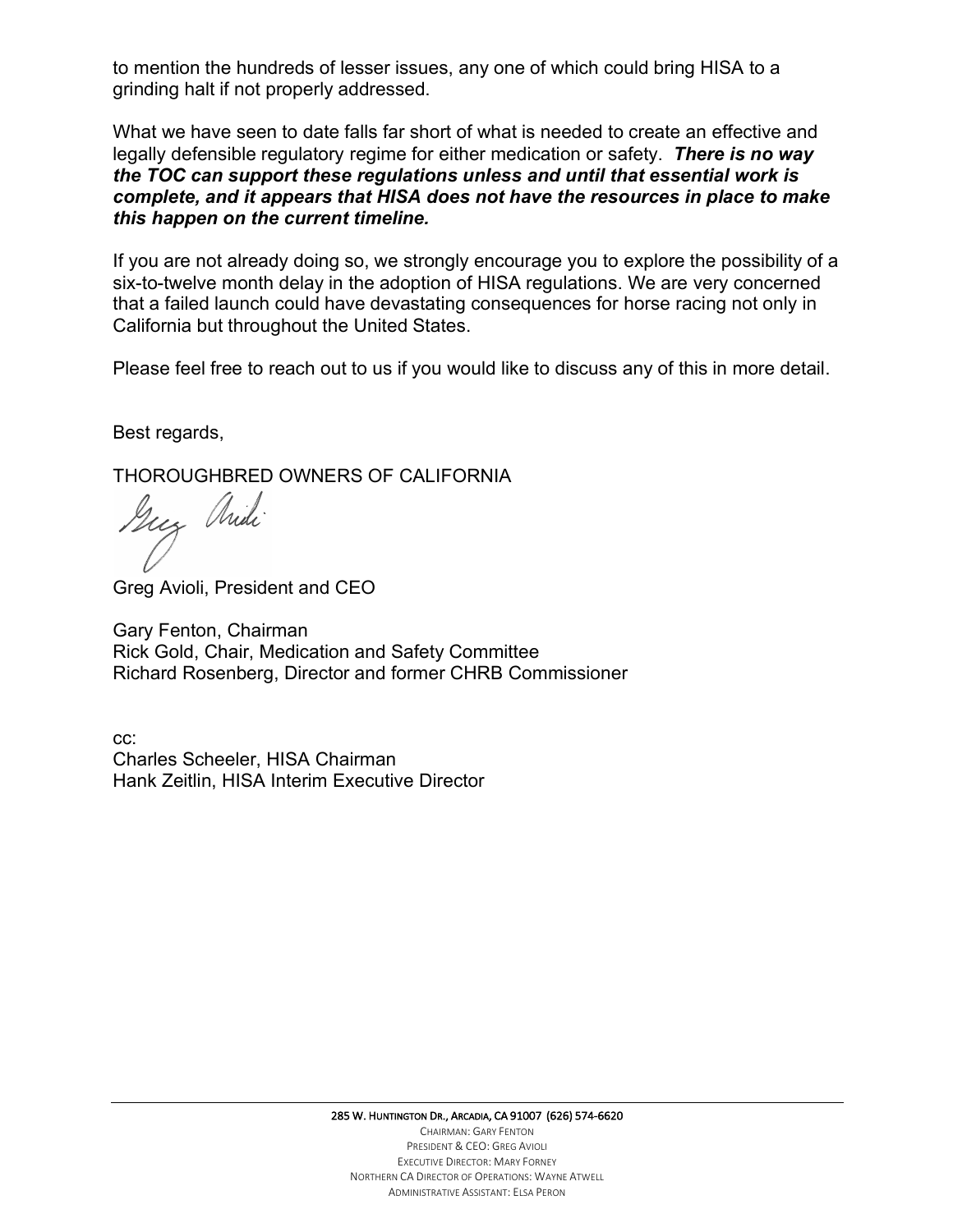to mention the hundreds of lesser issues, any one of which could bring HISA to a grinding halt if not properly addressed.

What we have seen to date falls far short of what is needed to create an effective and legally defensible regulatory regime for either medication or safety. ***There is no way the TOC can support these regulations unless and until that essential work is complete, and it appears that HISA does not have the resources in place to make this happen on the current timeline.***

If you are not already doing so, we strongly encourage you to explore the possibility of a six-to-twelve month delay in the adoption of HISA regulations. We are very concerned that a failed launch could have devastating consequences for horse racing not only in California but throughout the United States.

Please feel free to reach out to us if you would like to discuss any of this in more detail.

Best regards,

THOROUGHBRED OWNERS OF CALIFORNIA

Greg Avioli, President and CEO

Gary Fenton, Chairman
Rick Gold, Chair, Medication and Safety Committee
Richard Rosenberg, Director and former CHRB Commissioner

cc:
Charles Scheeler, HISA Chairman
Hank Zeitlin, HISA Interim Executive Director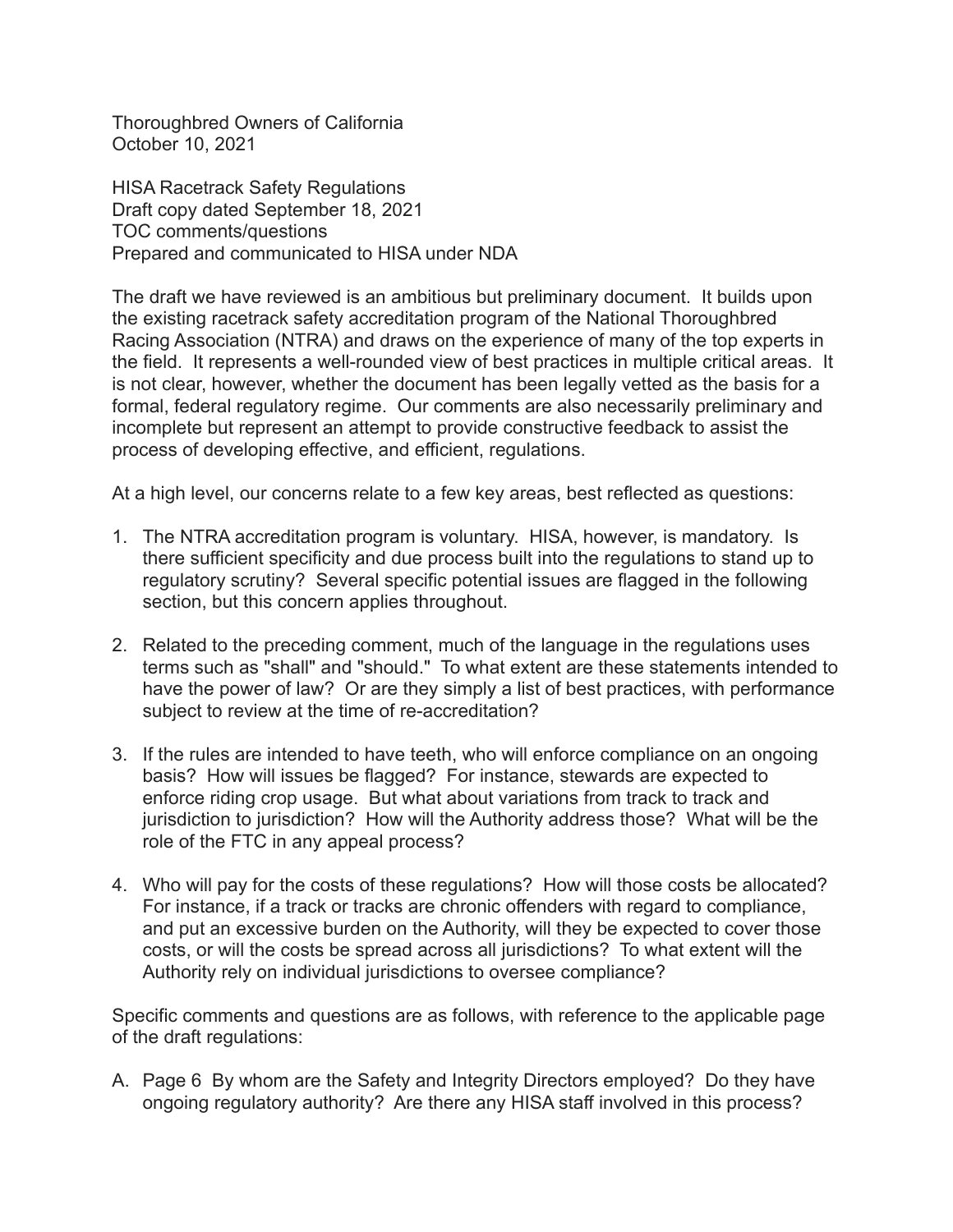Thoroughbred Owners of California
October 10, 2021

HISA Racetrack Safety Regulations
Draft copy dated September 18, 2021
TOC comments/questions
Prepared and communicated to HISA under NDA

The draft we have reviewed is an ambitious but preliminary document. It builds upon the existing racetrack safety accreditation program of the National Thoroughbred Racing Association (NTRA) and draws on the experience of many of the top experts in the field. It represents a well-rounded view of best practices in multiple critical areas. It is not clear, however, whether the document has been legally vetted as the basis for a formal, federal regulatory regime. Our comments are also necessarily preliminary and incomplete but represent an attempt to provide constructive feedback to assist the process of developing effective, and efficient, regulations.

At a high level, our concerns relate to a few key areas, best reflected as questions:

1. The NTRA accreditation program is voluntary. HISA, however, is mandatory. Is there sufficient specificity and due process built into the regulations to stand up to regulatory scrutiny? Several specific potential issues are flagged in the following section, but this concern applies throughout.

2. Related to the preceding comment, much of the language in the regulations uses terms such as "shall" and "should." To what extent are these statements intended to have the power of law? Or are they simply a list of best practices, with performance subject to review at the time of re-accreditation?

3. If the rules are intended to have teeth, who will enforce compliance on an ongoing basis? How will issues be flagged? For instance, stewards are expected to enforce riding crop usage. But what about variations from track to track and jurisdiction to jurisdiction? How will the Authority address those? What will be the role of the FTC in any appeal process?

4. Who will pay for the costs of these regulations? How will those costs be allocated? For instance, if a track or tracks are chronic offenders with regard to compliance, and put an excessive burden on the Authority, will they be expected to cover those costs, or will the costs be spread across all jurisdictions? To what extent will the Authority rely on individual jurisdictions to oversee compliance?

Specific comments and questions are as follows, with reference to the applicable page of the draft regulations:

A. Page 6 By whom are the Safety and Integrity Directors employed? Do they have ongoing regulatory authority? Are there any HISA staff involved in this process?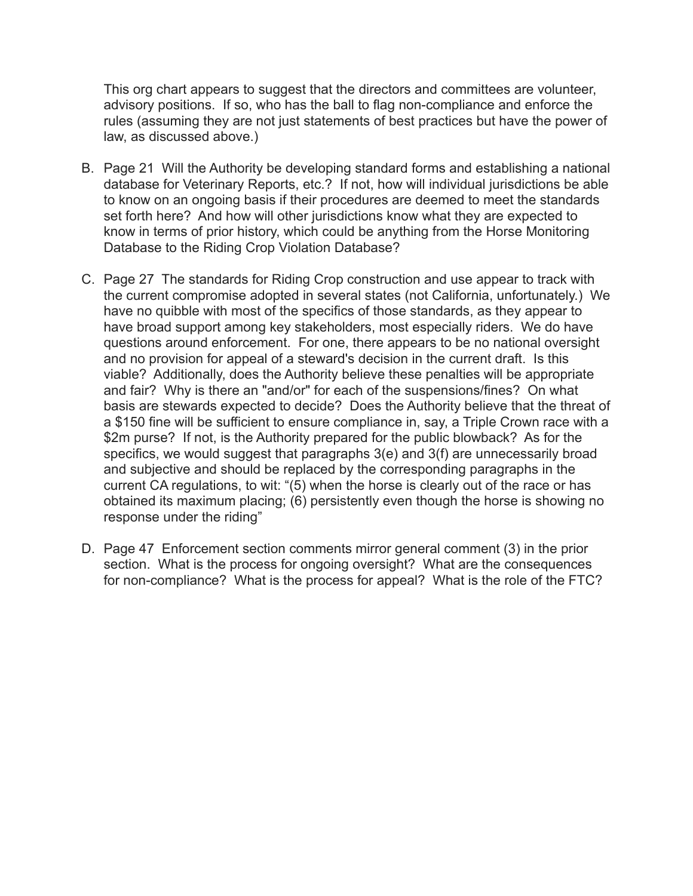This org chart appears to suggest that the directors and committees are volunteer, advisory positions. If so, who has the ball to flag non-compliance and enforce the rules (assuming they are not just statements of best practices but have the power of law, as discussed above.)

B. Page 21 Will the Authority be developing standard forms and establishing a national database for Veterinary Reports, etc.? If not, how will individual jurisdictions be able to know on an ongoing basis if their procedures are deemed to meet the standards set forth here? And how will other jurisdictions know what they are expected to know in terms of prior history, which could be anything from the Horse Monitoring Database to the Riding Crop Violation Database?

C. Page 27 The standards for Riding Crop construction and use appear to track with the current compromise adopted in several states (not California, unfortunately.) We have no quibble with most of the specifics of those standards, as they appear to have broad support among key stakeholders, most especially riders. We do have questions around enforcement. For one, there appears to be no national oversight and no provision for appeal of a steward's decision in the current draft. Is this viable? Additionally, does the Authority believe these penalties will be appropriate and fair? Why is there an "and/or" for each of the suspensions/fines? On what basis are stewards expected to decide? Does the Authority believe that the threat of a $150 fine will be sufficient to ensure compliance in, say, a Triple Crown race with a $2m purse? If not, is the Authority prepared for the public blowback? As for the specifics, we would suggest that paragraphs 3(e) and 3(f) are unnecessarily broad and subjective and should be replaced by the corresponding paragraphs in the current CA regulations, to wit: "(5) when the horse is clearly out of the race or has obtained its maximum placing; (6) persistently even though the horse is showing no response under the riding"

D. Page 47 Enforcement section comments mirror general comment (3) in the prior section. What is the process for ongoing oversight? What are the consequences for non-compliance? What is the process for appeal? What is the role of the FTC?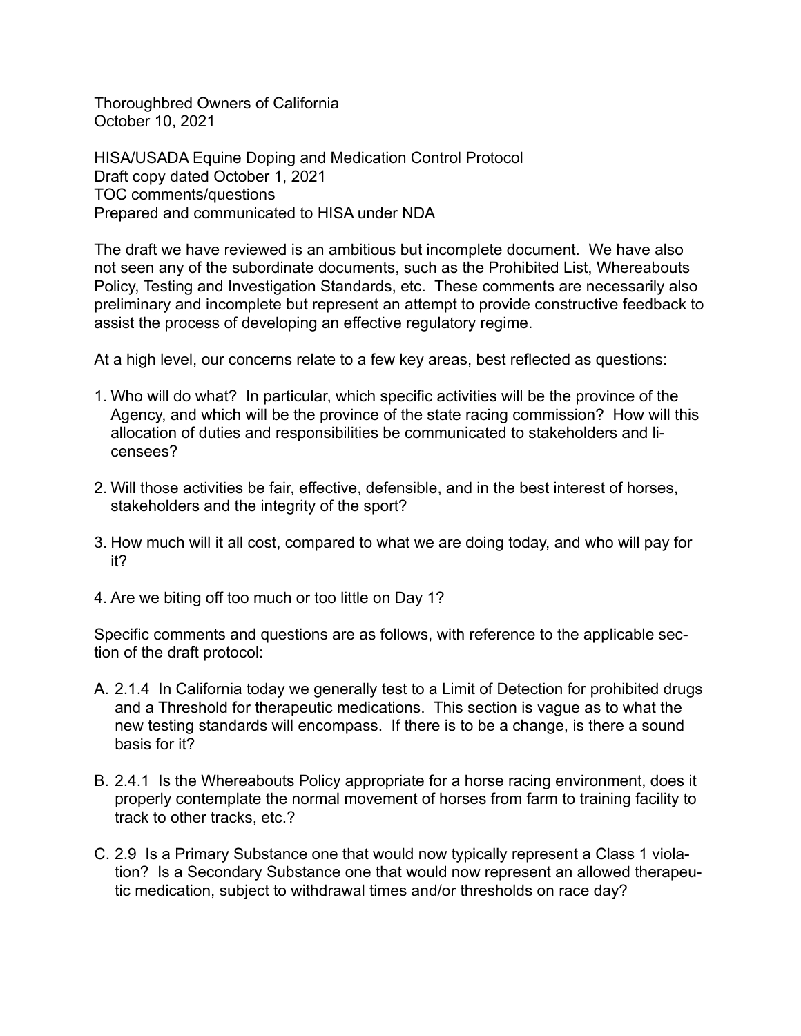Thoroughbred Owners of California
October 10, 2021

HISA/USADA Equine Doping and Medication Control Protocol
Draft copy dated October 1, 2021
TOC comments/questions
Prepared and communicated to HISA under NDA

The draft we have reviewed is an ambitious but incomplete document. We have also not seen any of the subordinate documents, such as the Prohibited List, Whereabouts Policy, Testing and Investigation Standards, etc. These comments are necessarily also preliminary and incomplete but represent an attempt to provide constructive feedback to assist the process of developing an effective regulatory regime.

At a high level, our concerns relate to a few key areas, best reflected as questions:

1. Who will do what? In particular, which specific activities will be the province of the Agency, and which will be the province of the state racing commission? How will this allocation of duties and responsibilities be communicated to stakeholders and licensees?

2. Will those activities be fair, effective, defensible, and in the best interest of horses, stakeholders and the integrity of the sport?

3. How much will it all cost, compared to what we are doing today, and who will pay for it?

4. Are we biting off too much or too little on Day 1?

Specific comments and questions are as follows, with reference to the applicable section of the draft protocol:

A. 2.1.4 In California today we generally test to a Limit of Detection for prohibited drugs and a Threshold for therapeutic medications. This section is vague as to what the new testing standards will encompass. If there is to be a change, is there a sound basis for it?

B. 2.4.1 Is the Whereabouts Policy appropriate for a horse racing environment, does it properly contemplate the normal movement of horses from farm to training facility to track to other tracks, etc.?

C. 2.9 Is a Primary Substance one that would now typically represent a Class 1 violation? Is a Secondary Substance one that would now represent an allowed therapeutic medication, subject to withdrawal times and/or thresholds on race day?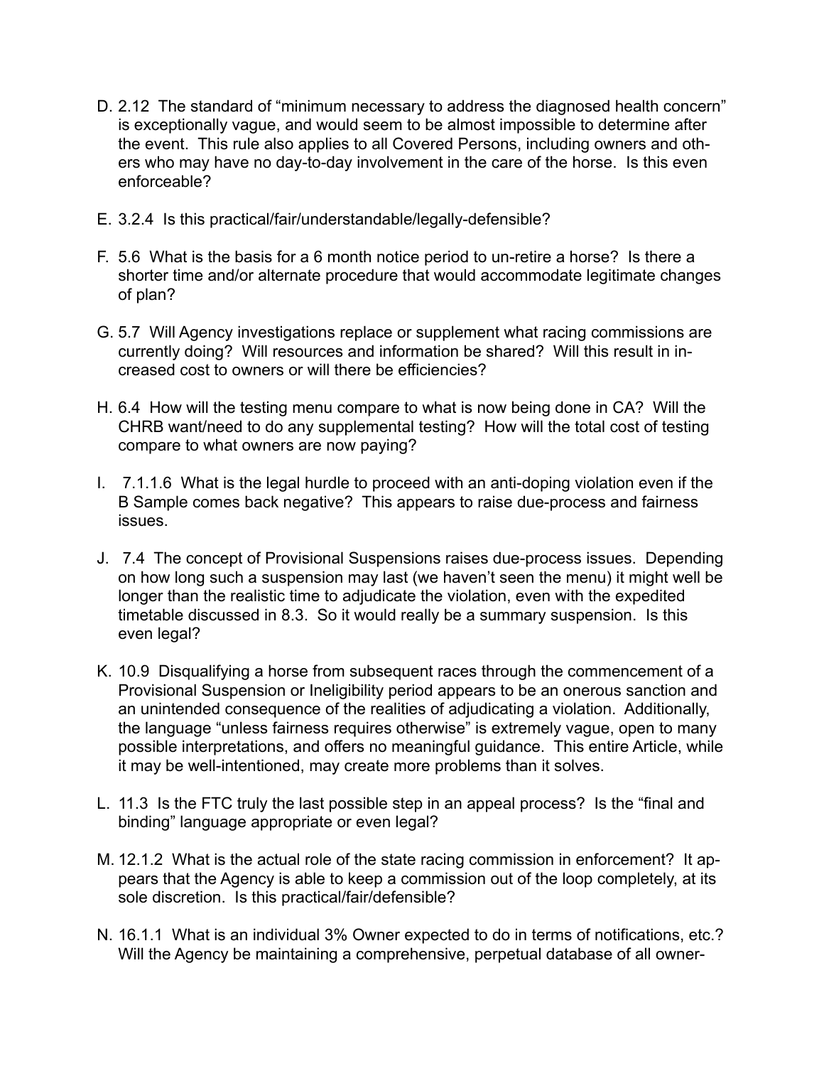D. 2.12 The standard of "minimum necessary to address the diagnosed health concern" is exceptionally vague, and would seem to be almost impossible to determine after the event. This rule also applies to all Covered Persons, including owners and others who may have no day-to-day involvement in the care of the horse. Is this even enforceable?

E. 3.2.4 Is this practical/fair/understandable/legally-defensible?

F. 5.6 What is the basis for a 6 month notice period to un-retire a horse? Is there a shorter time and/or alternate procedure that would accommodate legitimate changes of plan?

G. 5.7 Will Agency investigations replace or supplement what racing commissions are currently doing? Will resources and information be shared? Will this result in increased cost to owners or will there be efficiencies?

H. 6.4 How will the testing menu compare to what is now being done in CA? Will the CHRB want/need to do any supplemental testing? How will the total cost of testing compare to what owners are now paying?

I. 7.1.1.6 What is the legal hurdle to proceed with an anti-doping violation even if the B Sample comes back negative? This appears to raise due-process and fairness issues.

J. 7.4 The concept of Provisional Suspensions raises due-process issues. Depending on how long such a suspension may last (we haven't seen the menu) it might well be longer than the realistic time to adjudicate the violation, even with the expedited timetable discussed in 8.3. So it would really be a summary suspension. Is this even legal?

K. 10.9 Disqualifying a horse from subsequent races through the commencement of a Provisional Suspension or Ineligibility period appears to be an onerous sanction and an unintended consequence of the realities of adjudicating a violation. Additionally, the language "unless fairness requires otherwise" is extremely vague, open to many possible interpretations, and offers no meaningful guidance. This entire Article, while it may be well-intentioned, may create more problems than it solves.

L. 11.3 Is the FTC truly the last possible step in an appeal process? Is the "final and binding" language appropriate or even legal?

M. 12.1.2 What is the actual role of the state racing commission in enforcement? It appears that the Agency is able to keep a commission out of the loop completely, at its sole discretion. Is this practical/fair/defensible?

N. 16.1.1 What is an individual 3% Owner expected to do in terms of notifications, etc.? Will the Agency be maintaining a comprehensive, perpetual database of all owner-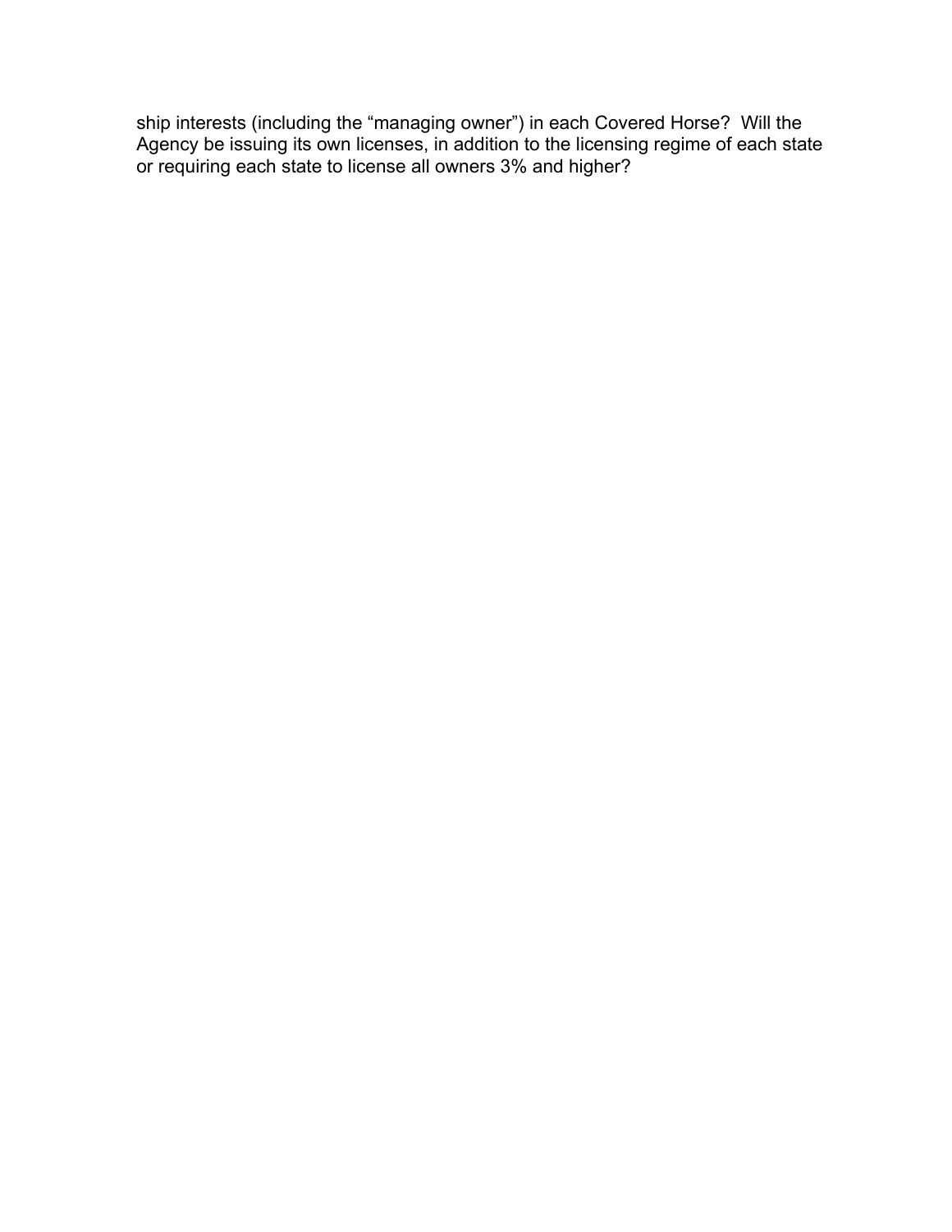ship interests (including the "managing owner") in each Covered Horse? Will the Agency be issuing its own licenses, in addition to the licensing regime of each state or requiring each state to license all owners 3% and higher?